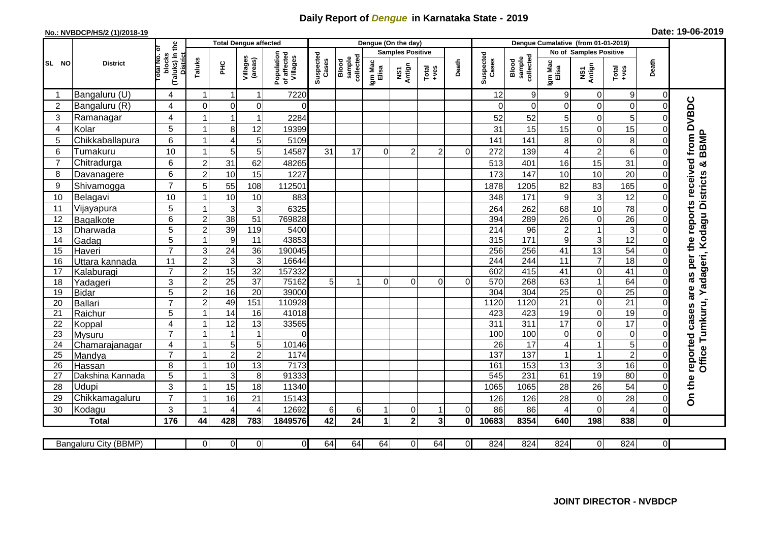# Daily Report of *Dengue* in Karnataka State - 2019

**No.: NVBDCP/HS/2 (1)/2018-19**

**Date: 19-06-2019**

| SL NO | District | Total No. of blocks (Taluks) in the District | Total Dengue affected | | | | Dengue (On the day) | | | | | | Dengue Cumalative (from 01-01-2019) | | | | | | |
|---|---|---|---|---|---|---|---|---|---|---|---|---|---|---|---|---|---|---|---|
| | | | Taluks | PHC | Villages (areas) | Population of affected Villages | Suspected Cases | Blood sample collected | Samples Positive | | | Death | Suspected Cases | Blood sample collected | No of Samples Positive | | | Death | |
| | | | | | | | | | Igm Mac Elisa | NS1 Antign | Total +ves | | | | Igm Mac Elisa | NS1 Antign | Total +ves | | |
| 1 | Bangaluru (U) | 4 | 1 | 1 | 1 | 7220 | | | | | | | 12 | 9 | 9 | 0 | 9 | 0 | On the reported cases are as per the reports received from DVBDC Office Tumkuru, Yadageri, Kodagu Districts & BBMP |
| 2 | Bangaluru (R) | 4 | 0 | 0 | 0 | 0 | | | | | | | 0 | 0 | 0 | 0 | 0 | 0 | |
| 3 | Ramanagar | 4 | 1 | 1 | 1 | 2284 | | | | | | | 52 | 52 | 5 | 0 | 5 | 0 | |
| 4 | Kolar | 5 | 1 | 8 | 12 | 19399 | | | | | | | 31 | 15 | 15 | 0 | 15 | 0 | |
| 5 | Chikkaballapura | 6 | 1 | 4 | 5 | 5109 | | | | | | | 141 | 141 | 8 | 0 | 8 | 0 | |
| 6 | Tumakuru | 10 | 1 | 5 | 5 | 14587 | 31 | 17 | 0 | 2 | 2 | 0 | 272 | 139 | 4 | 2 | 6 | 0 | |
| 7 | Chitradurga | 6 | 2 | 31 | 62 | 48265 | | | | | | | 513 | 401 | 16 | 15 | 31 | 0 | |
| 8 | Davanagere | 6 | 2 | 10 | 15 | 1227 | | | | | | | 173 | 147 | 10 | 10 | 20 | 0 | |
| 9 | Shivamogga | 7 | 5 | 55 | 108 | 112501 | | | | | | | 1878 | 1205 | 82 | 83 | 165 | 0 | |
| 10 | Belagavi | 10 | 1 | 10 | 10 | 883 | | | | | | | 348 | 171 | 9 | 3 | 12 | 0 | |
| 11 | Vijayapura | 5 | 1 | 3 | 3 | 6325 | | | | | | | 264 | 262 | 68 | 10 | 78 | 0 | |
| 12 | Bagalkote | 6 | 2 | 38 | 51 | 769828 | | | | | | | 394 | 289 | 26 | 0 | 26 | 0 | |
| 13 | Dharwada | 5 | 2 | 39 | 119 | 5400 | | | | | | | 214 | 96 | 2 | 1 | 3 | 0 | |
| 14 | Gadag | 5 | 1 | 9 | 11 | 43853 | | | | | | | 315 | 171 | 9 | 3 | 12 | 0 | |
| 15 | Haveri | 7 | 3 | 24 | 36 | 190045 | | | | | | | 256 | 256 | 41 | 13 | 54 | 0 | |
| 16 | Uttara kannada | 11 | 2 | 3 | 3 | 16644 | | | | | | | 244 | 244 | 11 | 7 | 18 | 0 | |
| 17 | Kalaburagi | 7 | 2 | 15 | 32 | 157332 | | | | | | | 602 | 415 | 41 | 0 | 41 | 0 | |
| 18 | Yadageri | 3 | 2 | 25 | 37 | 75162 | 5 | 1 | 0 | 0 | 0 | 0 | 570 | 268 | 63 | 1 | 64 | 0 | |
| 19 | Bidar | 5 | 2 | 16 | 20 | 39000 | | | | | | | 304 | 304 | 25 | 0 | 25 | 0 | |
| 20 | Ballari | 7 | 2 | 49 | 151 | 110928 | | | | | | | 1120 | 1120 | 21 | 0 | 21 | 0 | |
| 21 | Raichur | 5 | 1 | 14 | 16 | 41018 | | | | | | | 423 | 423 | 19 | 0 | 19 | 0 | |
| 22 | Koppal | 4 | 1 | 12 | 13 | 33565 | | | | | | | 311 | 311 | 17 | 0 | 17 | 0 | |
| 23 | Mysuru | 7 | 1 | 1 | 1 | 0 | | | | | | | 100 | 100 | 0 | 0 | 0 | 0 | |
| 24 | Chamarajanagar | 4 | 1 | 5 | 5 | 10146 | | | | | | | 26 | 17 | 4 | 1 | 5 | 0 | |
| 25 | Mandya | 7 | 1 | 2 | 2 | 1174 | | | | | | | 137 | 137 | 1 | 1 | 2 | 0 | |
| 26 | Hassan | 8 | 1 | 10 | 13 | 7173 | | | | | | | 161 | 153 | 13 | 3 | 16 | 0 | |
| 27 | Dakshina Kannada | 5 | 1 | 3 | 8 | 91333 | | | | | | | 545 | 231 | 61 | 19 | 80 | 0 | |
| 28 | Udupi | 3 | 1 | 15 | 18 | 11340 | | | | | | | 1065 | 1065 | 28 | 26 | 54 | 0 | |
| 29 | Chikkamagaluru | 7 | 1 | 16 | 21 | 15143 | | | | | | | 126 | 126 | 28 | 0 | 28 | 0 | |
| 30 | Kodagu | 3 | 1 | 4 | 4 | 12692 | 6 | 6 | 1 | 0 | 1 | 0 | 86 | 86 | 4 | 0 | 4 | 0 | |
| **Total** | | **176** | **44** | **428** | **783** | **1849576** | **42** | **24** | **1** | **2** | **3** | **0** | **10683** | **8354** | **640** | **198** | **838** | **0** | |

| Bangaluru City (BBMP) | | 0 | 0 | 0 | 0 | 64 | 64 | 64 | 0 | 64 | 0 | 824 | 824 | 824 | 0 | 824 | 0 | |
|---|---|---|---|---|---|---|---|---|---|---|---|---|---|---|---|---|---|---|

**JOINT DIRECTOR - NVBDCP**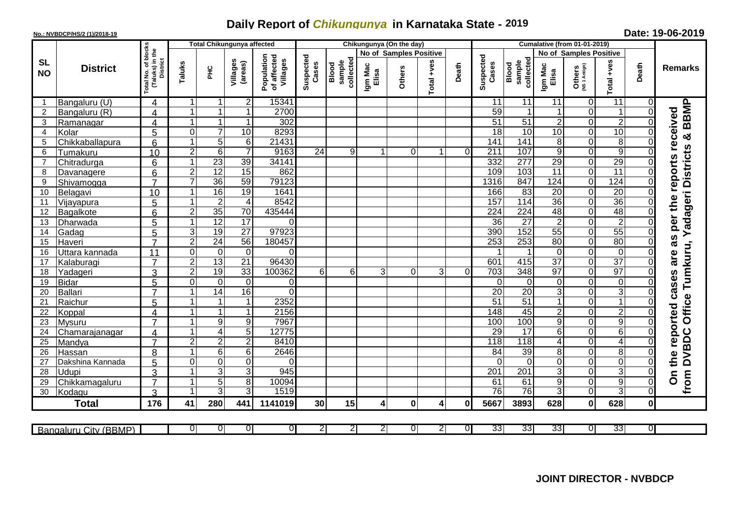# Daily Report of *Chikungunya* in Karnataka State - 2019

**No.: NVBDCP/HS/2 (1)/2018-19**

**Date: 19-06-2019**

| SL NO | District | Total No. of blocks (Taluks) in the District | Total Chikungunya affected | | | | Chikungunya (On the day) | | | | | | | Cumalative (from 01-01-2019) | | | | | | | Remarks |
|---|---|---|---|---|---|---|---|---|---|---|---|---|---|---|---|---|---|---|---|---|---|
| | | | | | | | | | No of Samples Positive | | | | | | No of Samples Positive | | | | |
| | | | Taluks | PHC | Villages (areas) | Population of affected Villages | Suspected Cases | Blood sample collected | Igm Mac Elisa | Others | Total +ves | Death | Suspected Cases | Blood sample collected | Igm Mac Elisa | Others (NS 1 Antign) | Total +ves | Death | |
| 1 | Bangaluru (U) | 4 | 1 | 1 | 2 | 15341 | | | | | | | 11 | 11 | 11 | 0 | 11 | 0 | On the reported cases are as per the reports received from DVBDC Office Tumkuru, Yadageri Districts & BBMP |
| 2 | Bangaluru (R) | 4 | 1 | 1 | 1 | 2700 | | | | | | | 59 | 1 | 1 | 0 | 1 | 0 | |
| 3 | Ramanagar | 4 | 1 | 1 | 1 | 302 | | | | | | | 51 | 51 | 2 | 0 | 2 | 0 | |
| 4 | Kolar | 5 | 0 | 7 | 10 | 8293 | | | | | | | 18 | 10 | 10 | 0 | 10 | 0 | |
| 5 | Chikkaballapura | 6 | 1 | 5 | 6 | 21431 | | | | | | | 141 | 141 | 8 | 0 | 8 | 0 | |
| 6 | Tumakuru | 10 | 2 | 6 | 7 | 9163 | 24 | 9 | 1 | 0 | 1 | 0 | 211 | 107 | 9 | 0 | 9 | 0 | |
| 7 | Chitradurga | 6 | 1 | 23 | 39 | 34141 | | | | | | | 332 | 277 | 29 | 0 | 29 | 0 | |
| 8 | Davanagere | 6 | 2 | 12 | 15 | 862 | | | | | | | 109 | 103 | 11 | 0 | 11 | 0 | |
| 9 | Shivamogga | 7 | 7 | 36 | 59 | 79123 | | | | | | | 1316 | 847 | 124 | 0 | 124 | 0 | |
| 10 | Belagavi | 10 | 1 | 16 | 19 | 1641 | | | | | | | 166 | 83 | 20 | 0 | 20 | 0 | |
| 11 | Vijayapura | 5 | 1 | 2 | 4 | 8542 | | | | | | | 157 | 114 | 36 | 0 | 36 | 0 | |
| 12 | Bagalkote | 6 | 2 | 35 | 70 | 435444 | | | | | | | 224 | 224 | 48 | 0 | 48 | 0 | |
| 13 | Dharwada | 5 | 1 | 12 | 17 | 0 | | | | | | | 36 | 27 | 2 | 0 | 2 | 0 | |
| 14 | Gadag | 5 | 3 | 19 | 27 | 97923 | | | | | | | 390 | 152 | 55 | 0 | 55 | 0 | |
| 15 | Haveri | 7 | 2 | 24 | 56 | 180457 | | | | | | | 253 | 253 | 80 | 0 | 80 | 0 | |
| 16 | Uttara kannada | 11 | 0 | 0 | 0 | 0 | | | | | | | 1 | 1 | 0 | 0 | 0 | 0 | |
| 17 | Kalaburagi | 7 | 2 | 13 | 21 | 96430 | | | | | | | 601 | 415 | 37 | 0 | 37 | 0 | |
| 18 | Yadageri | 3 | 2 | 19 | 33 | 100362 | 6 | 6 | 3 | 0 | 3 | 0 | 703 | 348 | 97 | 0 | 97 | 0 | |
| 19 | Bidar | 5 | 0 | 0 | 0 | 0 | | | | | | | 0 | 0 | 0 | 0 | 0 | 0 | |
| 20 | Ballari | 7 | 1 | 14 | 16 | 0 | | | | | | | 20 | 20 | 3 | 0 | 3 | 0 | |
| 21 | Raichur | 5 | 1 | 1 | 1 | 2352 | | | | | | | 51 | 51 | 1 | 0 | 1 | 0 | |
| 22 | Koppal | 4 | 1 | 1 | 1 | 2156 | | | | | | | 148 | 45 | 2 | 0 | 2 | 0 | |
| 23 | Mysuru | 7 | 1 | 9 | 9 | 7967 | | | | | | | 100 | 100 | 9 | 0 | 9 | 0 | |
| 24 | Chamarajanagar | 4 | 1 | 4 | 5 | 12775 | | | | | | | 29 | 17 | 6 | 0 | 6 | 0 | |
| 25 | Mandya | 7 | 2 | 2 | 2 | 8410 | | | | | | | 118 | 118 | 4 | 0 | 4 | 0 | |
| 26 | Hassan | 8 | 1 | 6 | 6 | 2646 | | | | | | | 84 | 39 | 8 | 0 | 8 | 0 | |
| 27 | Dakshina Kannada | 5 | 0 | 0 | 0 | 0 | | | | | | | 0 | 0 | 0 | 0 | 0 | 0 | |
| 28 | Udupi | 3 | 1 | 3 | 3 | 945 | | | | | | | 201 | 201 | 3 | 0 | 3 | 0 | |
| 29 | Chikkamagaluru | 7 | 1 | 5 | 8 | 10094 | | | | | | | 61 | 61 | 9 | 0 | 9 | 0 | |
| 30 | Kodagu | 3 | 1 | 3 | 3 | 1519 | | | | | | | 76 | 76 | 3 | 0 | 3 | 0 | |
| **Total** | | **176** | **41** | **280** | **441** | **1141019** | **30** | **15** | **4** | **0** | **4** | **0** | **5667** | **3893** | **628** | **0** | **628** | **0** | |

| | | | | | | | | | | | | | | | | | | |
|---|---|---|---|---|---|---|---|---|---|---|---|---|---|---|---|---|---|---|
| Bangaluru City (BBMP) | | 0 | 0 | 0 | 0 | 2 | 2 | 2 | 0 | 2 | 0 | 33 | 33 | 33 | 0 | 33 | 0 | |

**JOINT DIRECTOR - NVBDCP**